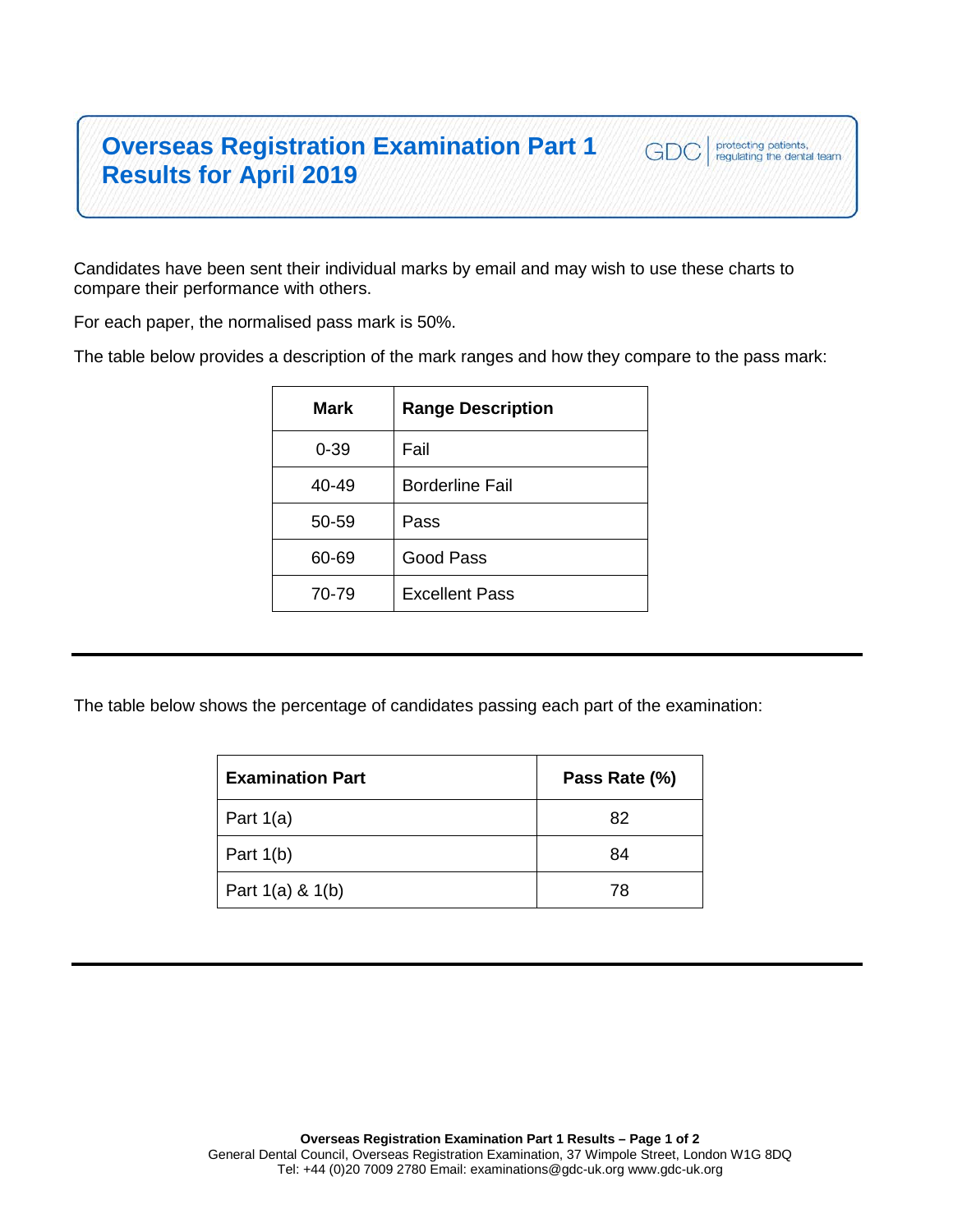# Overseas Registration Examination Part 1 Results for April 2019

GDC | protecting patients, regulating the dental team

Candidates have been sent their individual marks by email and may wish to use these charts to compare their performance with others.

For each paper, the normalised pass mark is 50%.

The table below provides a description of the mark ranges and how they compare to the pass mark:

| Mark | Range Description |
|---|---|
| 0-39 | Fail |
| 40-49 | Borderline Fail |
| 50-59 | Pass |
| 60-69 | Good Pass |
| 70-79 | Excellent Pass |

---

The table below shows the percentage of candidates passing each part of the examination:

| Examination Part | Pass Rate (%) |
|---|---|
| Part 1(a) | 82 |
| Part 1(b) | 84 |
| Part 1(a) & 1(b) | 78 |

---

General Dental Council, Overseas Registration Examination, 37 Wimpole Street, London W1G 8DQ
Tel: +44 (0)20 7009 2780 Email: examinations@gdc-uk.org www.gdc-uk.org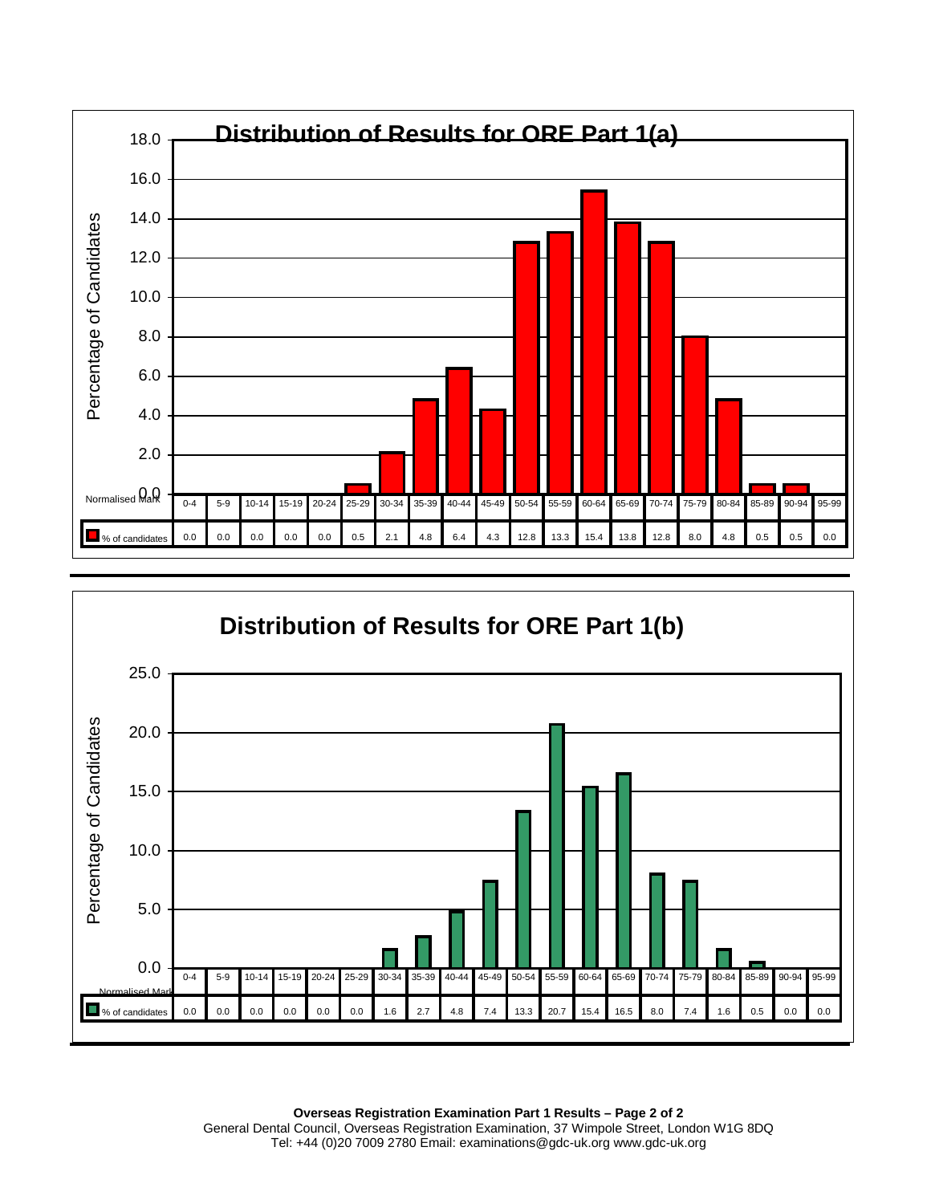Distribution of Results for ORE Part 1(a)

Percentage of Candidates

18.0
16.0
14.0
12.0
10.0
8.0
6.0
4.0
2.0
0.0

Normalised Mark

0-4 5-9 10-14 15-19 20-24 25-29 30-34 35-39 40-44 45-49 50-54 55-59 60-64 65-69 70-74 75-79 80-84 85-89 90-94 95-99

% of candidates

0.0 0.0 0.0 0.0 0.0 0.5 2.1 4.8 6.4 4.3 12.8 13.3 15.4 13.8 12.8 8.0 4.8 0.5 0.5 0.0

Distribution of Results for ORE Part 1(b)

Percentage of Candidates

25.0
20.0
15.0
10.0
5.0
0.0

Normalised Mark

0-4 5-9 10-14 15-19 20-24 25-29 30-34 35-39 40-44 45-49 50-54 55-59 60-64 65-69 70-74 75-79 80-84 85-89 90-94 95-99

% of candidates

0.0 0.0 0.0 0.0 0.0 0.0 1.6 2.7 4.8 7.4 13.3 20.7 15.4 16.5 8.0 7.4 1.6 0.5 0.0 0.0

**Overseas Registration Examination Part 1 Results – Page 2 of 2**
General Dental Council, Overseas Registration Examination, 37 Wimpole Street, London W1G 8DQ
Tel: +44 (0)20 7009 2780 Email: examinations@gdc-uk.org www.gdc-uk.org